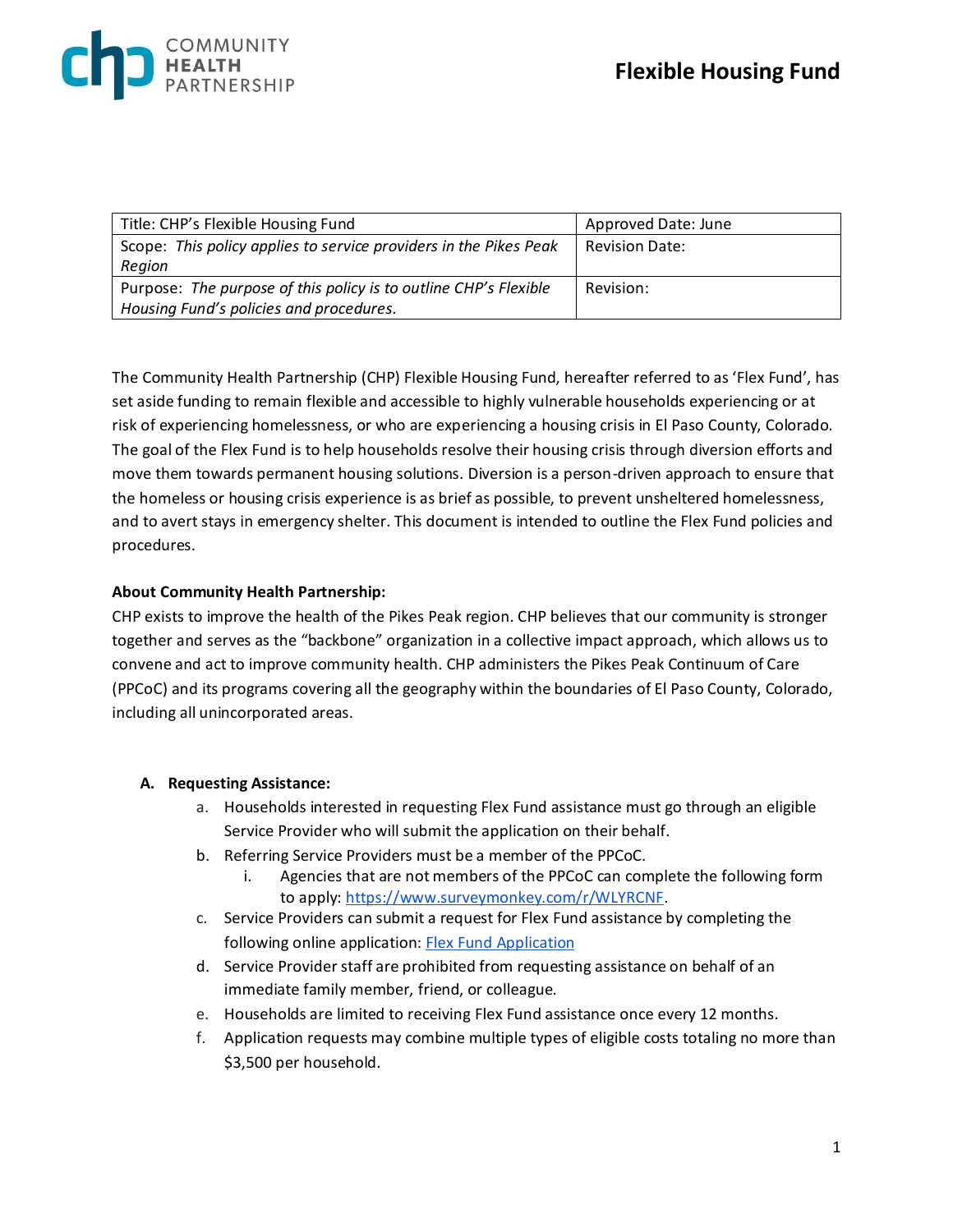# Flexible Housing Fund

| Title: CHP's Flexible Housing Fund | Approved Date: June |
|---|---|
| Scope: *This policy applies to service providers in the Pikes Peak Region* | Revision Date: |
| Purpose: *The purpose of this policy is to outline CHP's Flexible Housing Fund's policies and procedures.* | Revision: |

The Community Health Partnership (CHP) Flexible Housing Fund, hereafter referred to as 'Flex Fund', has set aside funding to remain flexible and accessible to highly vulnerable households experiencing or at risk of experiencing homelessness, or who are experiencing a housing crisis in El Paso County, Colorado. The goal of the Flex Fund is to help households resolve their housing crisis through diversion efforts and move them towards permanent housing solutions. Diversion is a person-driven approach to ensure that the homeless or housing crisis experience is as brief as possible, to prevent unsheltered homelessness, and to avert stays in emergency shelter. This document is intended to outline the Flex Fund policies and procedures.

**About Community Health Partnership:**

CHP exists to improve the health of the Pikes Peak region. CHP believes that our community is stronger together and serves as the "backbone" organization in a collective impact approach, which allows us to convene and act to improve community health. CHP administers the Pikes Peak Continuum of Care (PPCoC) and its programs covering all the geography within the boundaries of El Paso County, Colorado, including all unincorporated areas.

## A. Requesting Assistance:

a. Households interested in requesting Flex Fund assistance must go through an eligible Service Provider who will submit the application on their behalf.

b. Referring Service Providers must be a member of the PPCoC.
   i. Agencies that are not members of the PPCoC can complete the following form to apply: [https://www.surveymonkey.com/r/WLYRCNF](https://www.surveymonkey.com/r/WLYRCNF).

c. Service Providers can submit a request for Flex Fund assistance by completing the following online application: Flex Fund Application

d. Service Provider staff are prohibited from requesting assistance on behalf of an immediate family member, friend, or colleague.

e. Households are limited to receiving Flex Fund assistance once every 12 months.

f. Application requests may combine multiple types of eligible costs totaling no more than $3,500 per household.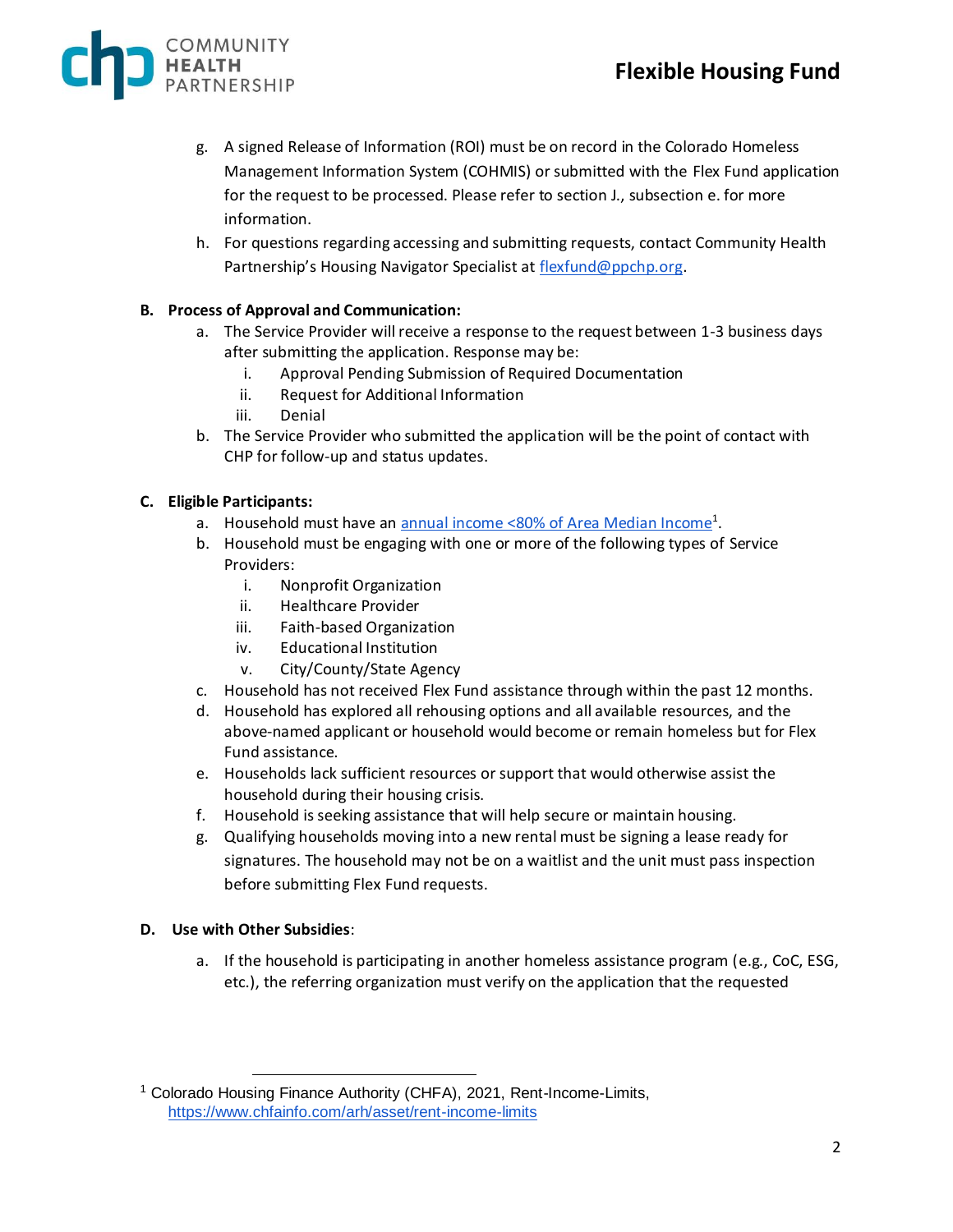g. A signed Release of Information (ROI) must be on record in the Colorado Homeless Management Information System (COHMIS) or submitted with the Flex Fund application for the request to be processed. Please refer to section J., subsection e. for more information.

h. For questions regarding accessing and submitting requests, contact Community Health Partnership's Housing Navigator Specialist at [flexfund@ppchp.org](mailto:flexfund@ppchp.org).

**B. Process of Approval and Communication:**

a. The Service Provider will receive a response to the request between 1-3 business days after submitting the application. Response may be:
   i. Approval Pending Submission of Required Documentation
   ii. Request for Additional Information
   iii. Denial

b. The Service Provider who submitted the application will be the point of contact with CHP for follow-up and status updates.

**C. Eligible Participants:**

a. Household must have an annual income <80% of Area Median Income[1].

b. Household must be engaging with one or more of the following types of Service Providers:
   i. Nonprofit Organization
   ii. Healthcare Provider
   iii. Faith-based Organization
   iv. Educational Institution
   v. City/County/State Agency

c. Household has not received Flex Fund assistance through within the past 12 months.

d. Household has explored all rehousing options and all available resources, and the above-named applicant or household would become or remain homeless but for Flex Fund assistance.

e. Households lack sufficient resources or support that would otherwise assist the household during their housing crisis.

f. Household is seeking assistance that will help secure or maintain housing.

g. Qualifying households moving into a new rental must be signing a lease ready for signatures. The household may not be on a waitlist and the unit must pass inspection before submitting Flex Fund requests.

**D. Use with Other Subsidies:**

a. If the household is participating in another homeless assistance program (e.g., CoC, ESG, etc.), the referring organization must verify on the application that the requested

---

[1] Colorado Housing Finance Authority (CHFA), 2021, Rent-Income-Limits, https://www.chfainfo.com/arh/asset/rent-income-limits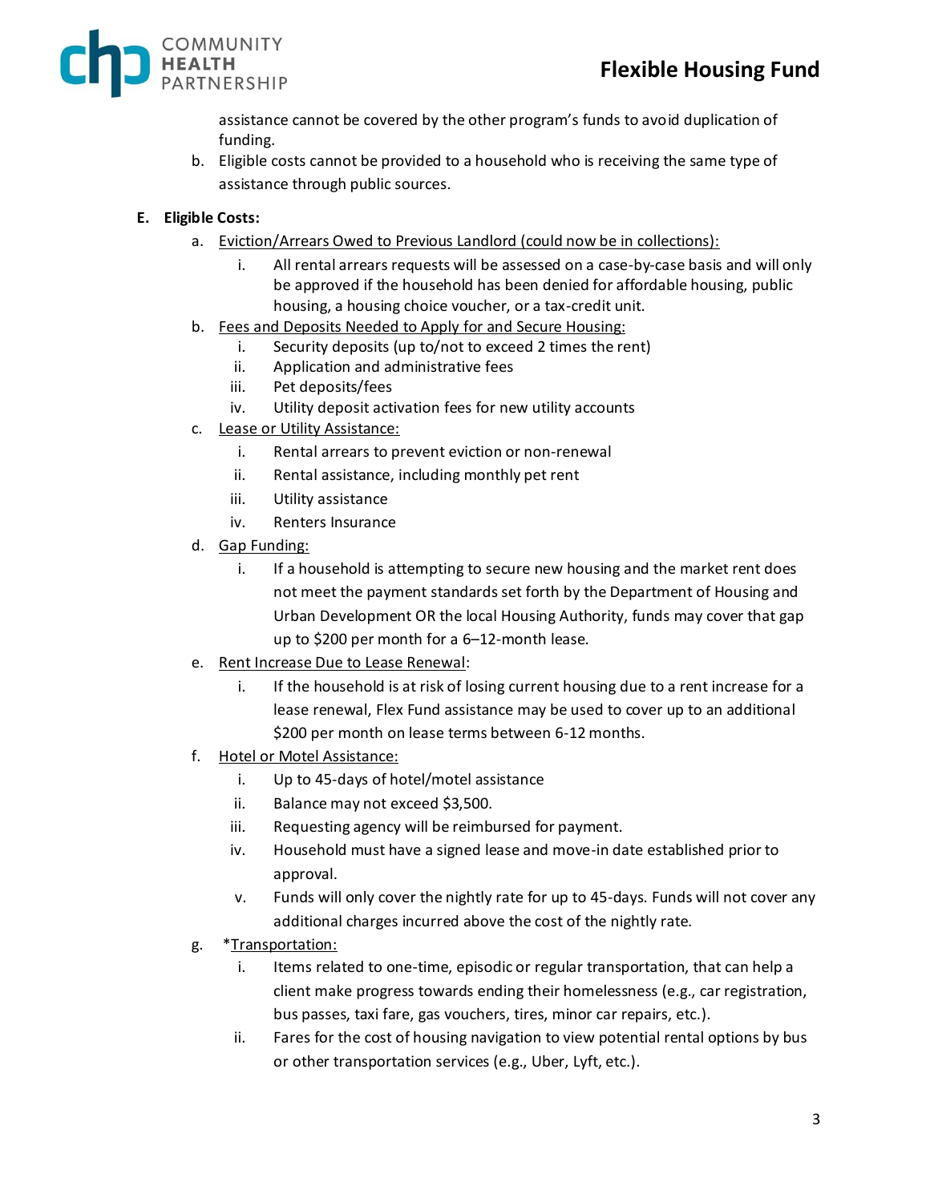assistance cannot be covered by the other program's funds to avoid duplication of funding.

b. Eligible costs cannot be provided to a household who is receiving the same type of assistance through public sources.

**E. Eligible Costs:**

a. Eviction/Arrears Owed to Previous Landlord (could now be in collections):
   i. All rental arrears requests will be assessed on a case-by-case basis and will only be approved if the household has been denied for affordable housing, public housing, a housing choice voucher, or a tax-credit unit.

b. Fees and Deposits Needed to Apply for and Secure Housing:
   i. Security deposits (up to/not to exceed 2 times the rent)
   ii. Application and administrative fees
   iii. Pet deposits/fees
   iv. Utility deposit activation fees for new utility accounts

c. Lease or Utility Assistance:
   i. Rental arrears to prevent eviction or non-renewal
   ii. Rental assistance, including monthly pet rent
   iii. Utility assistance
   iv. Renters Insurance

d. Gap Funding:
   i. If a household is attempting to secure new housing and the market rent does not meet the payment standards set forth by the Department of Housing and Urban Development OR the local Housing Authority, funds may cover that gap up to $200 per month for a 6–12-month lease.

e. Rent Increase Due to Lease Renewal:
   i. If the household is at risk of losing current housing due to a rent increase for a lease renewal, Flex Fund assistance may be used to cover up to an additional $200 per month on lease terms between 6-12 months.

f. Hotel or Motel Assistance:
   i. Up to 45-days of hotel/motel assistance
   ii. Balance may not exceed $3,500.
   iii. Requesting agency will be reimbursed for payment.
   iv. Household must have a signed lease and move-in date established prior to approval.
   v. Funds will only cover the nightly rate for up to 45-days. Funds will not cover any additional charges incurred above the cost of the nightly rate.

g. *Transportation:
   i. Items related to one-time, episodic or regular transportation, that can help a client make progress towards ending their homelessness (e.g., car registration, bus passes, taxi fare, gas vouchers, tires, minor car repairs, etc.).
   ii. Fares for the cost of housing navigation to view potential rental options by bus or other transportation services (e.g., Uber, Lyft, etc.).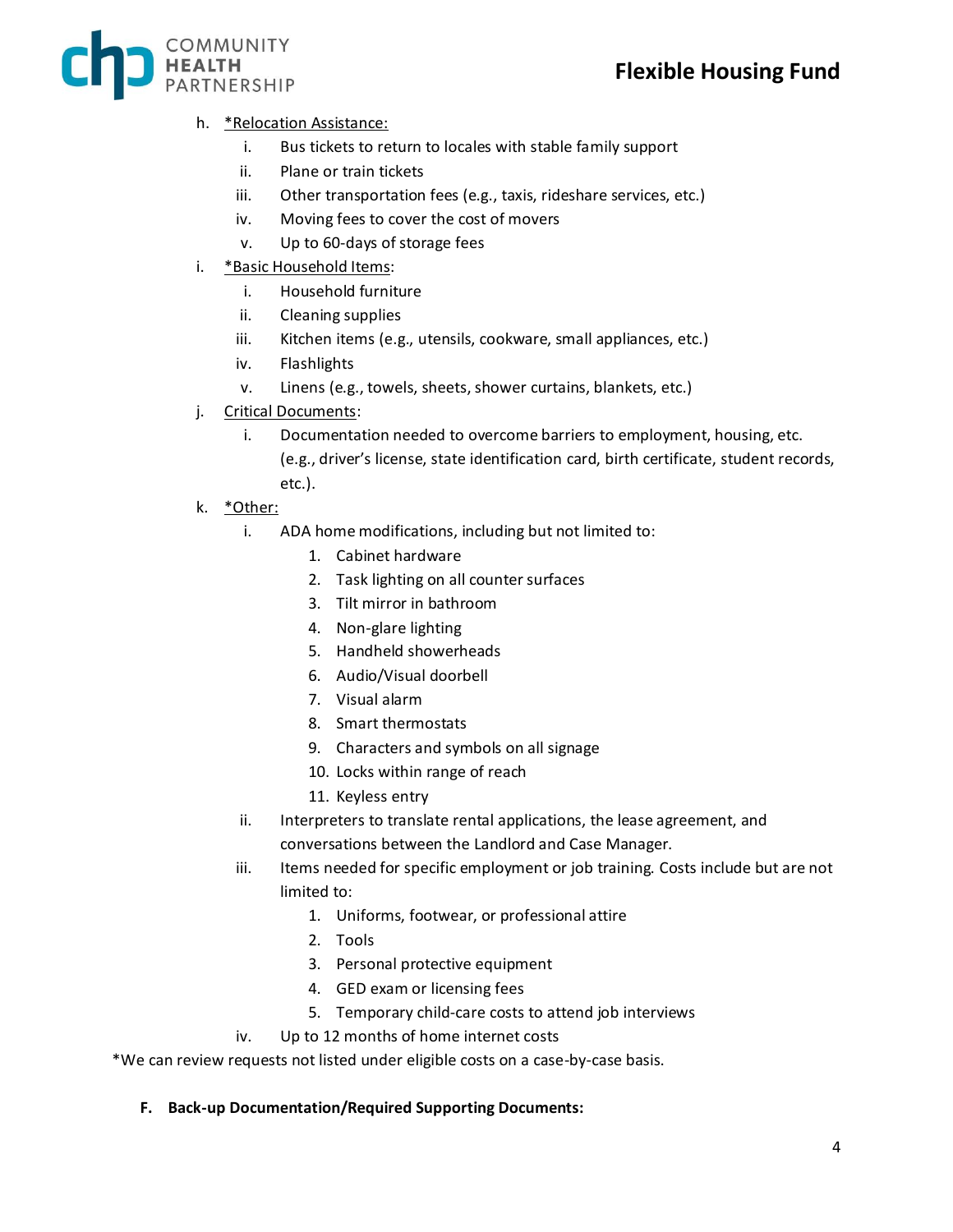h. <u>*Relocation Assistance:</u>
   i. Bus tickets to return to locales with stable family support
   ii. Plane or train tickets
   iii. Other transportation fees (e.g., taxis, rideshare services, etc.)
   iv. Moving fees to cover the cost of movers
   v. Up to 60-days of storage fees

i. <u>*Basic Household Items</u>:
   i. Household furniture
   ii. Cleaning supplies
   iii. Kitchen items (e.g., utensils, cookware, small appliances, etc.)
   iv. Flashlights
   v. Linens (e.g., towels, sheets, shower curtains, blankets, etc.)

j. <u>Critical Documents</u>:
   i. Documentation needed to overcome barriers to employment, housing, etc. (e.g., driver's license, state identification card, birth certificate, student records, etc.).

k. <u>*Other:</u>
   i. ADA home modifications, including but not limited to:
      1. Cabinet hardware
      2. Task lighting on all counter surfaces
      3. Tilt mirror in bathroom
      4. Non-glare lighting
      5. Handheld showerheads
      6. Audio/Visual doorbell
      7. Visual alarm
      8. Smart thermostats
      9. Characters and symbols on all signage
      10. Locks within range of reach
      11. Keyless entry
   ii. Interpreters to translate rental applications, the lease agreement, and conversations between the Landlord and Case Manager.
   iii. Items needed for specific employment or job training. Costs include but are not limited to:
      1. Uniforms, footwear, or professional attire
      2. Tools
      3. Personal protective equipment
      4. GED exam or licensing fees
      5. Temporary child-care costs to attend job interviews
   iv. Up to 12 months of home internet costs

*We can review requests not listed under eligible costs on a case-by-case basis.

**F. Back-up Documentation/Required Supporting Documents:**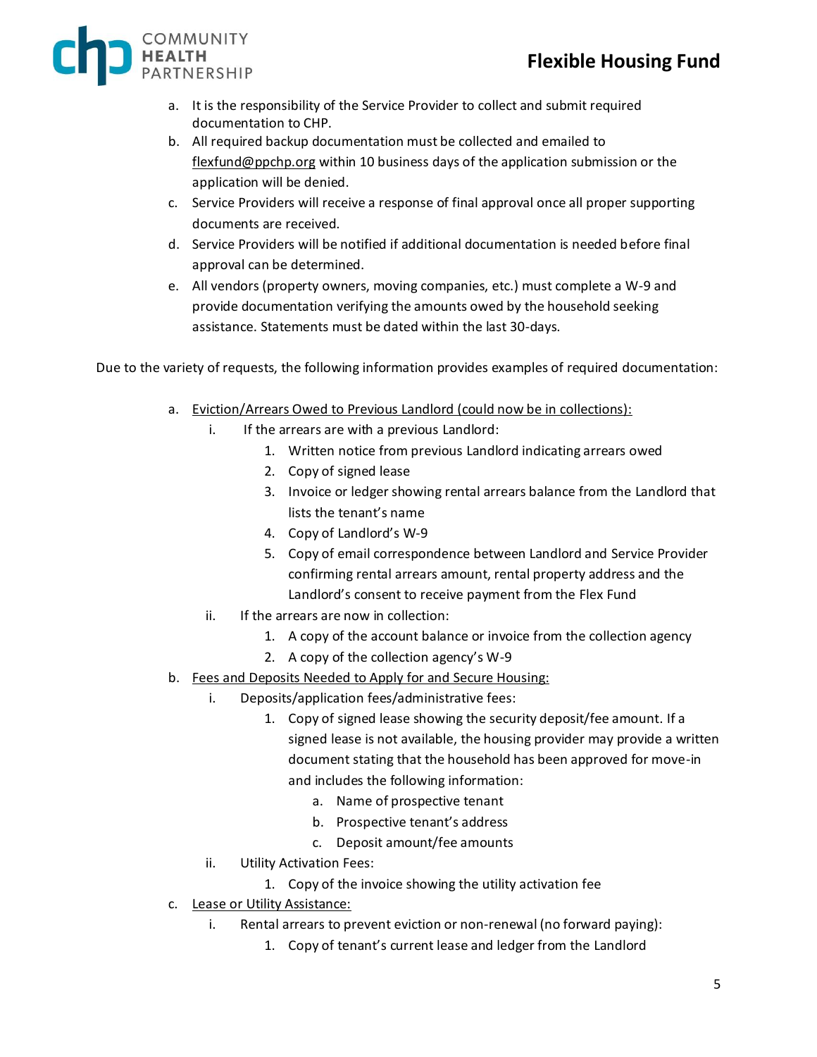a. It is the responsibility of the Service Provider to collect and submit required documentation to CHP.
b. All required backup documentation must be collected and emailed to flexfund@ppchp.org within 10 business days of the application submission or the application will be denied.
c. Service Providers will receive a response of final approval once all proper supporting documents are received.
d. Service Providers will be notified if additional documentation is needed before final approval can be determined.
e. All vendors (property owners, moving companies, etc.) must complete a W-9 and provide documentation verifying the amounts owed by the household seeking assistance. Statements must be dated within the last 30-days.

Due to the variety of requests, the following information provides examples of required documentation:

a. <u>Eviction/Arrears Owed to Previous Landlord (could now be in collections):</u>
   i. If the arrears are with a previous Landlord:
      1. Written notice from previous Landlord indicating arrears owed
      2. Copy of signed lease
      3. Invoice or ledger showing rental arrears balance from the Landlord that lists the tenant's name
      4. Copy of Landlord's W-9
      5. Copy of email correspondence between Landlord and Service Provider confirming rental arrears amount, rental property address and the Landlord's consent to receive payment from the Flex Fund
   ii. If the arrears are now in collection:
      1. A copy of the account balance or invoice from the collection agency
      2. A copy of the collection agency's W-9
b. <u>Fees and Deposits Needed to Apply for and Secure Housing:</u>
   i. Deposits/application fees/administrative fees:
      1. Copy of signed lease showing the security deposit/fee amount. If a signed lease is not available, the housing provider may provide a written document stating that the household has been approved for move-in and includes the following information:
         a. Name of prospective tenant
         b. Prospective tenant's address
         c. Deposit amount/fee amounts
   ii. Utility Activation Fees:
      1. Copy of the invoice showing the utility activation fee
c. <u>Lease or Utility Assistance:</u>
   i. Rental arrears to prevent eviction or non-renewal (no forward paying):
      1. Copy of tenant's current lease and ledger from the Landlord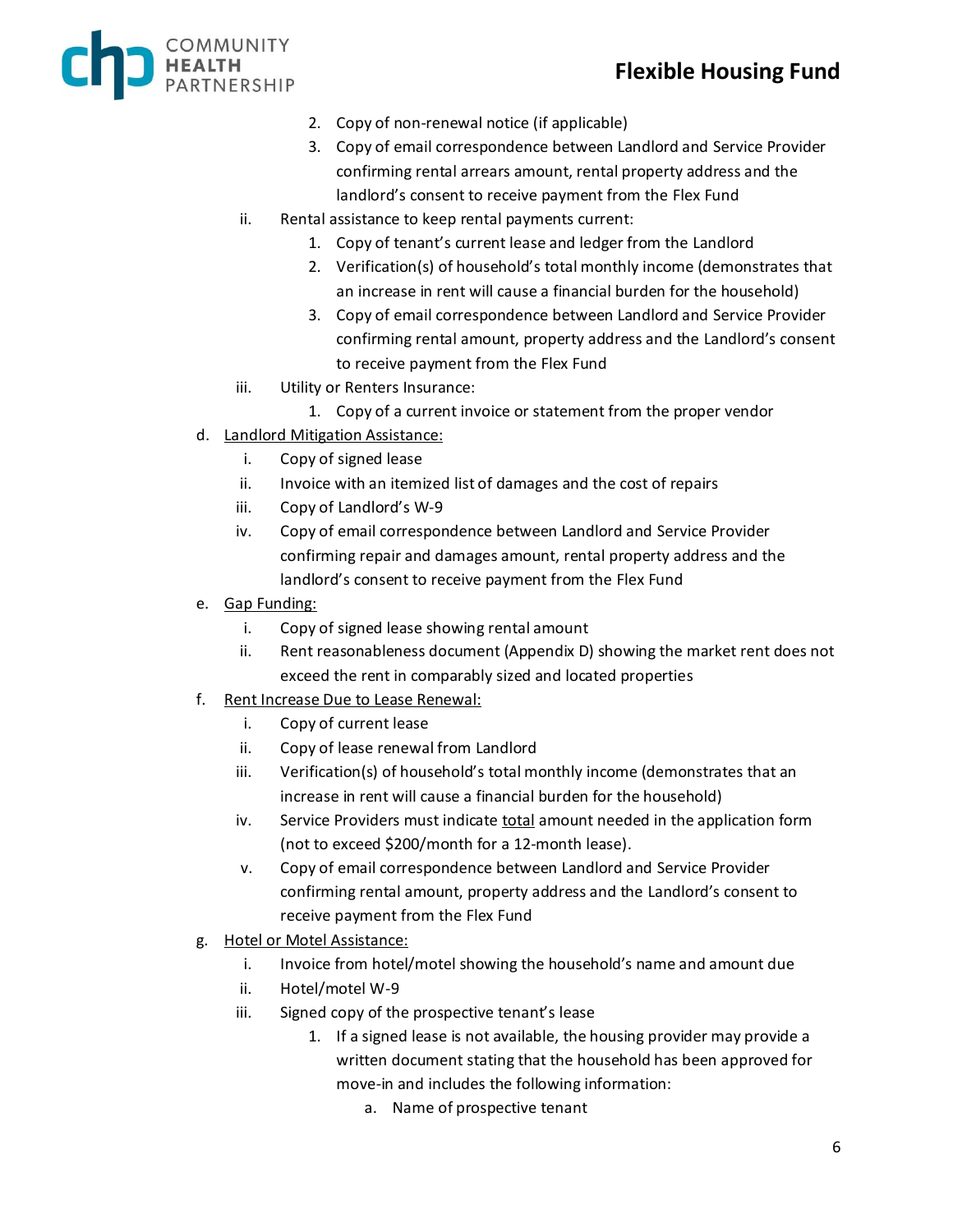2. Copy of non-renewal notice (if applicable)
3. Copy of email correspondence between Landlord and Service Provider confirming rental arrears amount, rental property address and the landlord's consent to receive payment from the Flex Fund

ii. Rental assistance to keep rental payments current:

1. Copy of tenant's current lease and ledger from the Landlord
2. Verification(s) of household's total monthly income (demonstrates that an increase in rent will cause a financial burden for the household)
3. Copy of email correspondence between Landlord and Service Provider confirming rental amount, property address and the Landlord's consent to receive payment from the Flex Fund

iii. Utility or Renters Insurance:

1. Copy of a current invoice or statement from the proper vendor

d. <u>Landlord Mitigation Assistance:</u>

i. Copy of signed lease

ii. Invoice with an itemized list of damages and the cost of repairs

iii. Copy of Landlord's W-9

iv. Copy of email correspondence between Landlord and Service Provider confirming repair and damages amount, rental property address and the landlord's consent to receive payment from the Flex Fund

e. <u>Gap Funding:</u>

i. Copy of signed lease showing rental amount

ii. Rent reasonableness document (Appendix D) showing the market rent does not exceed the rent in comparably sized and located properties

f. <u>Rent Increase Due to Lease Renewal:</u>

i. Copy of current lease

ii. Copy of lease renewal from Landlord

iii. Verification(s) of household's total monthly income (demonstrates that an increase in rent will cause a financial burden for the household)

iv. Service Providers must indicate <u>total</u> amount needed in the application form (not to exceed $200/month for a 12-month lease).

v. Copy of email correspondence between Landlord and Service Provider confirming rental amount, property address and the Landlord's consent to receive payment from the Flex Fund

g. <u>Hotel or Motel Assistance:</u>

i. Invoice from hotel/motel showing the household's name and amount due

ii. Hotel/motel W-9

iii. Signed copy of the prospective tenant's lease

1. If a signed lease is not available, the housing provider may provide a written document stating that the household has been approved for move-in and includes the following information:
    a. Name of prospective tenant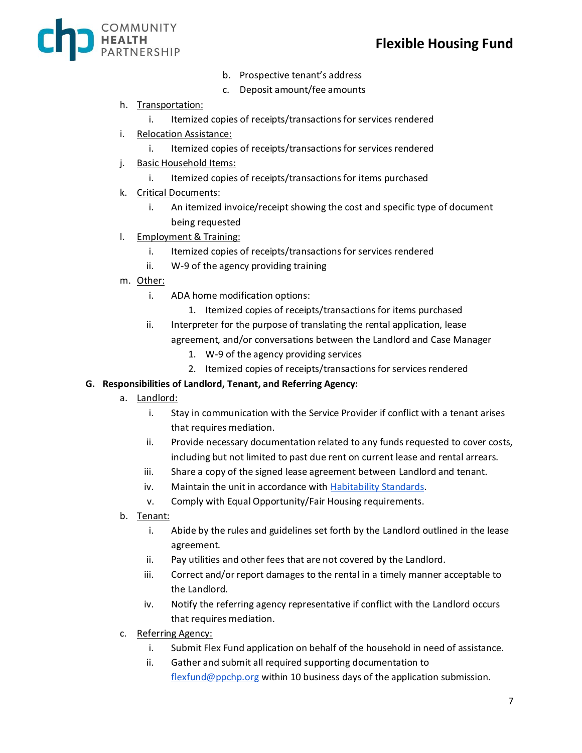b. Prospective tenant's address
   c. Deposit amount/fee amounts

h. Transportation:
   i. Itemized copies of receipts/transactions for services rendered

i. Relocation Assistance:
   i. Itemized copies of receipts/transactions for services rendered

j. Basic Household Items:
   i. Itemized copies of receipts/transactions for items purchased

k. Critical Documents:
   i. An itemized invoice/receipt showing the cost and specific type of document being requested

l. Employment & Training:
   i. Itemized copies of receipts/transactions for services rendered
   ii. W-9 of the agency providing training

m. Other:
   i. ADA home modification options:
      1. Itemized copies of receipts/transactions for items purchased
   ii. Interpreter for the purpose of translating the rental application, lease agreement, and/or conversations between the Landlord and Case Manager
      1. W-9 of the agency providing services
      2. Itemized copies of receipts/transactions for services rendered

**G. Responsibilities of Landlord, Tenant, and Referring Agency:**

a. Landlord:
   i. Stay in communication with the Service Provider if conflict with a tenant arises that requires mediation.
   ii. Provide necessary documentation related to any funds requested to cover costs, including but not limited to past due rent on current lease and rental arrears.
   iii. Share a copy of the signed lease agreement between Landlord and tenant.
   iv. Maintain the unit in accordance with Habitability Standards.
   v. Comply with Equal Opportunity/Fair Housing requirements.

b. Tenant:
   i. Abide by the rules and guidelines set forth by the Landlord outlined in the lease agreement.
   ii. Pay utilities and other fees that are not covered by the Landlord.
   iii. Correct and/or report damages to the rental in a timely manner acceptable to the Landlord.
   iv. Notify the referring agency representative if conflict with the Landlord occurs that requires mediation.

c. Referring Agency:
   i. Submit Flex Fund application on behalf of the household in need of assistance.
   ii. Gather and submit all required supporting documentation to flexfund@ppchp.org within 10 business days of the application submission.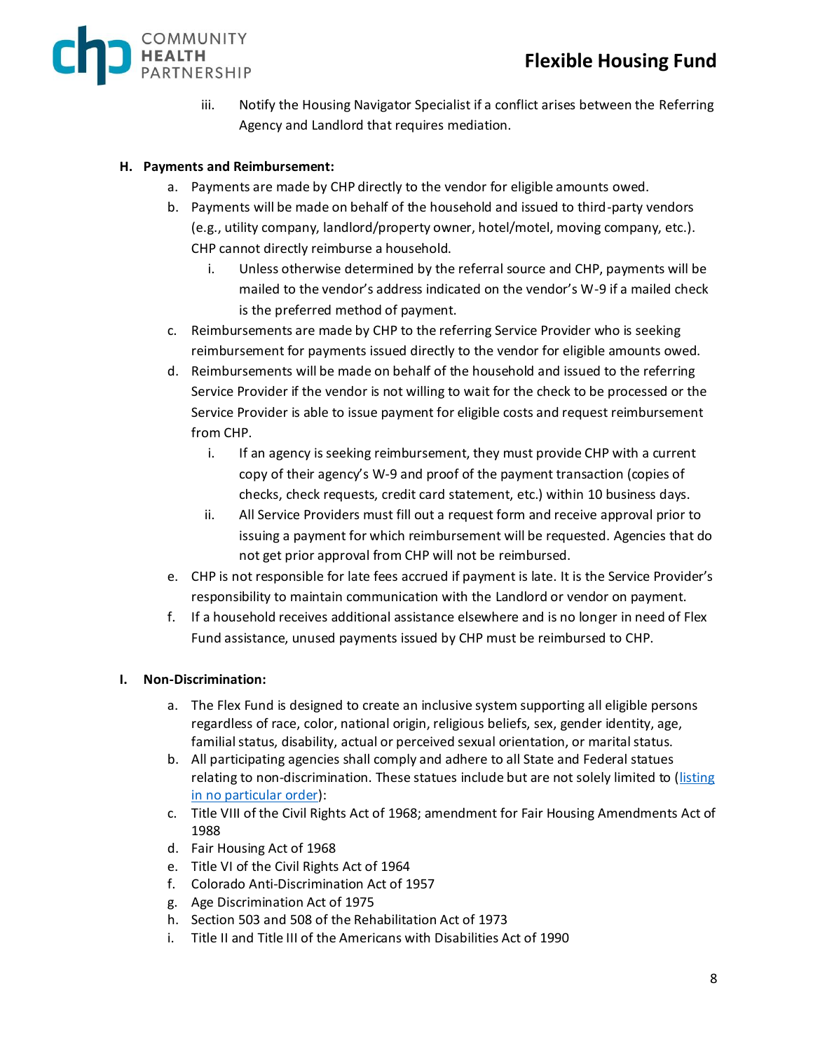iii. Notify the Housing Navigator Specialist if a conflict arises between the Referring Agency and Landlord that requires mediation.

**H. Payments and Reimbursement:**

a. Payments are made by CHP directly to the vendor for eligible amounts owed.

b. Payments will be made on behalf of the household and issued to third-party vendors (e.g., utility company, landlord/property owner, hotel/motel, moving company, etc.). CHP cannot directly reimburse a household.

   i. Unless otherwise determined by the referral source and CHP, payments will be mailed to the vendor's address indicated on the vendor's W-9 if a mailed check is the preferred method of payment.

c. Reimbursements are made by CHP to the referring Service Provider who is seeking reimbursement for payments issued directly to the vendor for eligible amounts owed.

d. Reimbursements will be made on behalf of the household and issued to the referring Service Provider if the vendor is not willing to wait for the check to be processed or the Service Provider is able to issue payment for eligible costs and request reimbursement from CHP.

   i. If an agency is seeking reimbursement, they must provide CHP with a current copy of their agency's W-9 and proof of the payment transaction (copies of checks, check requests, credit card statement, etc.) within 10 business days.

   ii. All Service Providers must fill out a request form and receive approval prior to issuing a payment for which reimbursement will be requested. Agencies that do not get prior approval from CHP will not be reimbursed.

e. CHP is not responsible for late fees accrued if payment is late. It is the Service Provider's responsibility to maintain communication with the Landlord or vendor on payment.

f. If a household receives additional assistance elsewhere and is no longer in need of Flex Fund assistance, unused payments issued by CHP must be reimbursed to CHP.

**I. Non-Discrimination:**

a. The Flex Fund is designed to create an inclusive system supporting all eligible persons regardless of race, color, national origin, religious beliefs, sex, gender identity, age, familial status, disability, actual or perceived sexual orientation, or marital status.

b. All participating agencies shall comply and adhere to all State and Federal statues relating to non-discrimination. These statues include but are not solely limited to (listing in no particular order):

c. Title VIII of the Civil Rights Act of 1968; amendment for Fair Housing Amendments Act of 1988

d. Fair Housing Act of 1968

e. Title VI of the Civil Rights Act of 1964

f. Colorado Anti-Discrimination Act of 1957

g. Age Discrimination Act of 1975

h. Section 503 and 508 of the Rehabilitation Act of 1973

i. Title II and Title III of the Americans with Disabilities Act of 1990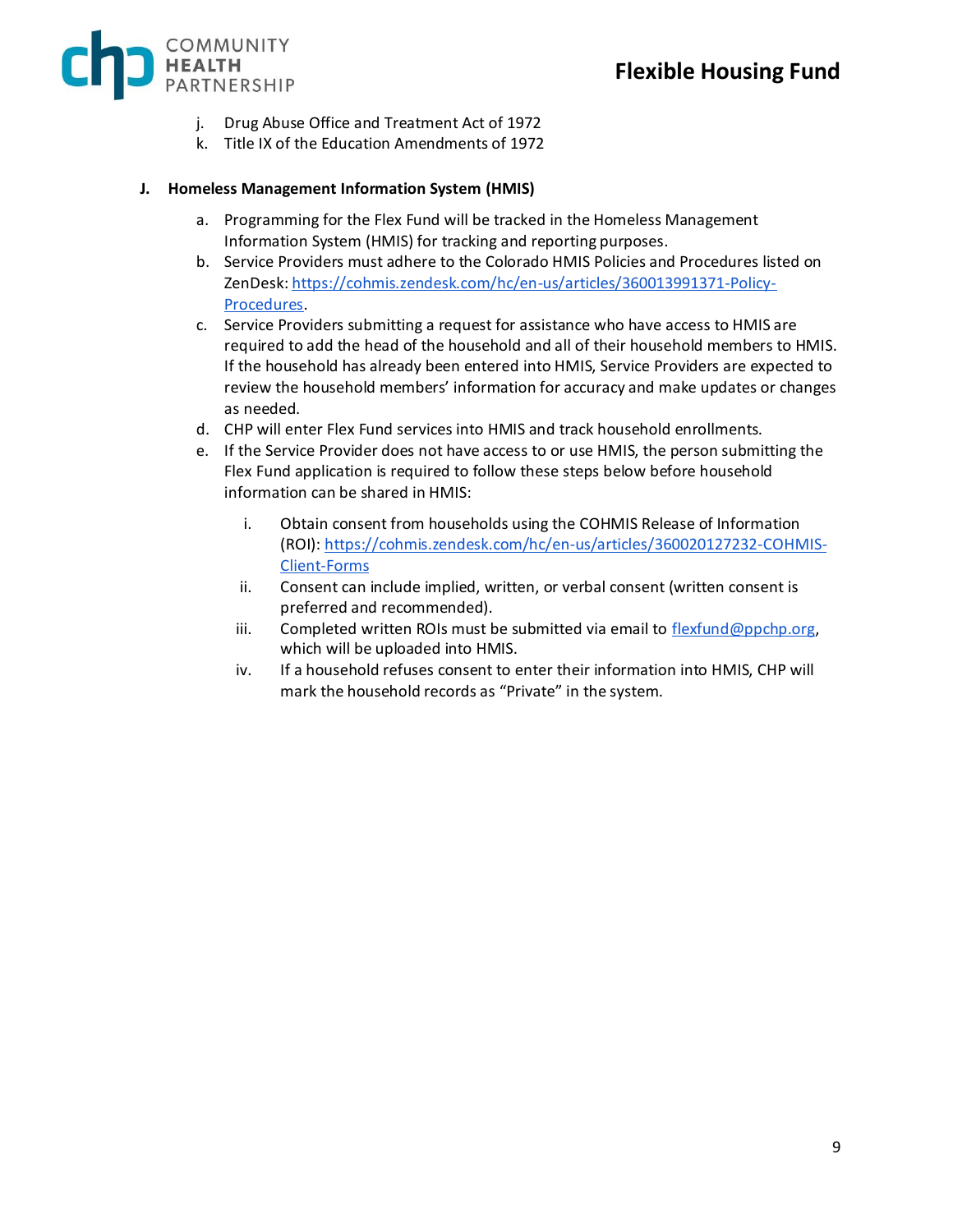j. Drug Abuse Office and Treatment Act of 1972
k. Title IX of the Education Amendments of 1972

**J. Homeless Management Information System (HMIS)**

a. Programming for the Flex Fund will be tracked in the Homeless Management Information System (HMIS) for tracking and reporting purposes.
b. Service Providers must adhere to the Colorado HMIS Policies and Procedures listed on ZenDesk: [https://cohmis.zendesk.com/hc/en-us/articles/360013991371-Policy-Procedures](https://cohmis.zendesk.com/hc/en-us/articles/360013991371-Policy-Procedures).
c. Service Providers submitting a request for assistance who have access to HMIS are required to add the head of the household and all of their household members to HMIS. If the household has already been entered into HMIS, Service Providers are expected to review the household members' information for accuracy and make updates or changes as needed.
d. CHP will enter Flex Fund services into HMIS and track household enrollments.
e. If the Service Provider does not have access to or use HMIS, the person submitting the Flex Fund application is required to follow these steps below before household information can be shared in HMIS:
   i. Obtain consent from households using the COHMIS Release of Information (ROI): [https://cohmis.zendesk.com/hc/en-us/articles/360020127232-COHMIS-Client-Forms](https://cohmis.zendesk.com/hc/en-us/articles/360020127232-COHMIS-Client-Forms)
   ii. Consent can include implied, written, or verbal consent (written consent is preferred and recommended).
   iii. Completed written ROIs must be submitted via email to [flexfund@ppchp.org](mailto:flexfund@ppchp.org), which will be uploaded into HMIS.
   iv. If a household refuses consent to enter their information into HMIS, CHP will mark the household records as "Private" in the system.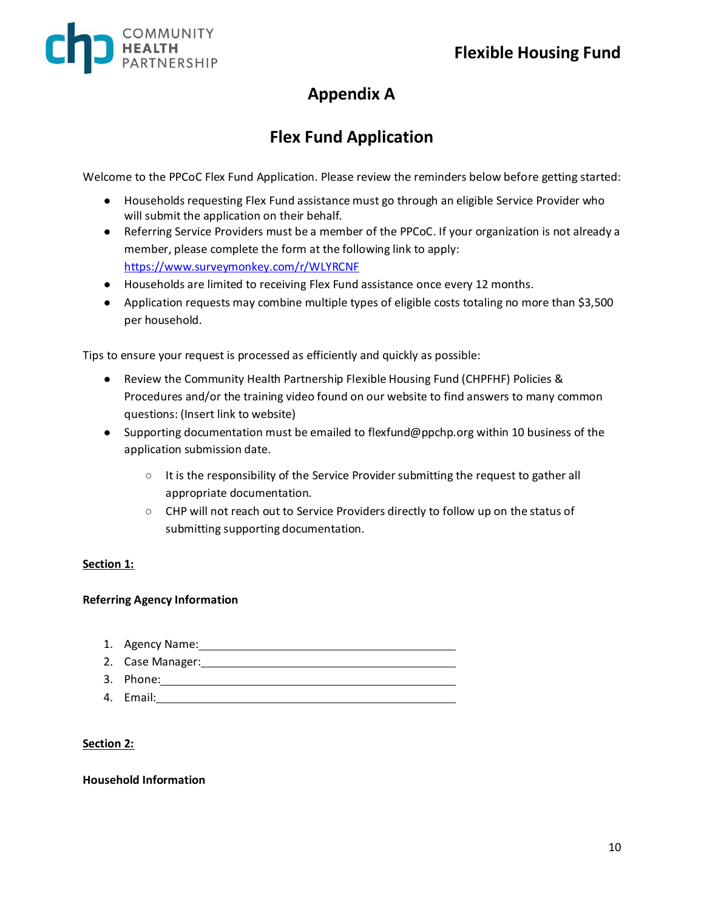# Appendix A

## Flex Fund Application

Welcome to the PPCoC Flex Fund Application. Please review the reminders below before getting started:

- Households requesting Flex Fund assistance must go through an eligible Service Provider who will submit the application on their behalf.
- Referring Service Providers must be a member of the PPCoC. If your organization is not already a member, please complete the form at the following link to apply: https://www.surveymonkey.com/r/WLYRCNF
- Households are limited to receiving Flex Fund assistance once every 12 months.
- Application requests may combine multiple types of eligible costs totaling no more than $3,500 per household.

Tips to ensure your request is processed as efficiently and quickly as possible:

- Review the Community Health Partnership Flexible Housing Fund (CHPFHF) Policies & Procedures and/or the training video found on our website to find answers to many common questions: (Insert link to website)
- Supporting documentation must be emailed to flexfund@ppchp.org within 10 business of the application submission date.
  - It is the responsibility of the Service Provider submitting the request to gather all appropriate documentation.
  - CHP will not reach out to Service Providers directly to follow up on the status of submitting supporting documentation.

**Section 1:**

**Referring Agency Information**

1. Agency Name:\_\_\_\_\_\_\_\_\_\_\_\_\_\_\_\_\_\_\_\_\_\_\_\_\_\_\_\_\_\_\_\_\_\_\_\_
2. Case Manager:\_\_\_\_\_\_\_\_\_\_\_\_\_\_\_\_\_\_\_\_\_\_\_\_\_\_\_\_\_\_\_\_\_\_\_\_
3. Phone:\_\_\_\_\_\_\_\_\_\_\_\_\_\_\_\_\_\_\_\_\_\_\_\_\_\_\_\_\_\_\_\_\_\_\_\_
4. Email:\_\_\_\_\_\_\_\_\_\_\_\_\_\_\_\_\_\_\_\_\_\_\_\_\_\_\_\_\_\_\_\_\_\_\_\_

**Section 2:**

**Household Information**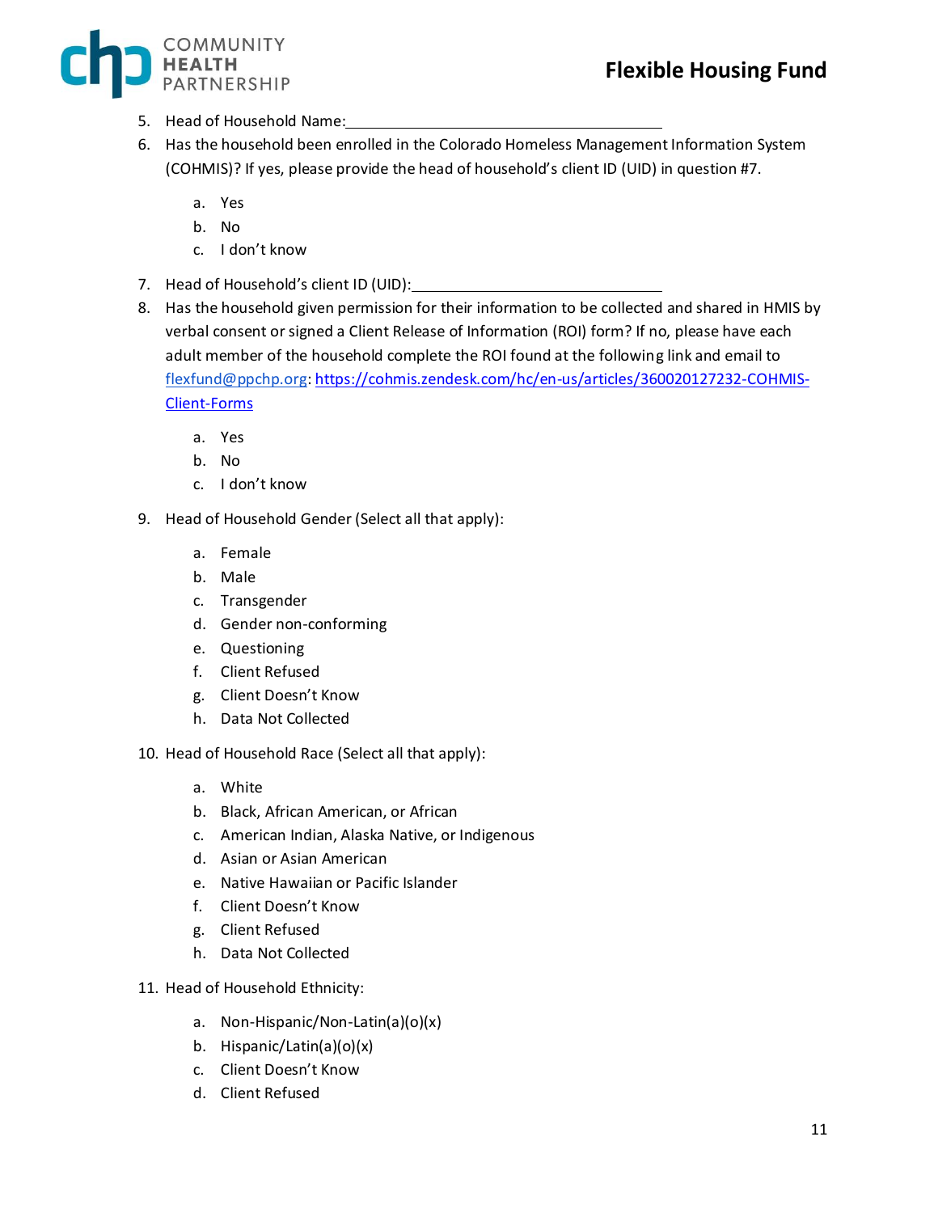5. Head of Household Name:\_\_\_\_\_\_\_\_\_\_\_\_\_\_\_\_\_\_\_\_\_\_\_\_\_\_\_\_\_\_\_\_\_\_\_\_\_\_\_\_
6. Has the household been enrolled in the Colorado Homeless Management Information System (COHMIS)? If yes, please provide the head of household's client ID (UID) in question #7.

    a. Yes
    b. No
    c. I don't know

7. Head of Household's client ID (UID):\_\_\_\_\_\_\_\_\_\_\_\_\_\_\_\_\_\_\_\_\_\_\_\_\_\_\_\_\_\_\_\_
8. Has the household given permission for their information to be collected and shared in HMIS by verbal consent or signed a Client Release of Information (ROI) form? If no, please have each adult member of the household complete the ROI found at the following link and email to [flexfund@ppchp.org](mailto:flexfund@ppchp.org): [https://cohmis.zendesk.com/hc/en-us/articles/360020127232-COHMIS-Client-Forms](https://cohmis.zendesk.com/hc/en-us/articles/360020127232-COHMIS-Client-Forms)

    a. Yes
    b. No
    c. I don't know

9. Head of Household Gender (Select all that apply):

    a. Female
    b. Male
    c. Transgender
    d. Gender non-conforming
    e. Questioning
    f. Client Refused
    g. Client Doesn't Know
    h. Data Not Collected

10. Head of Household Race (Select all that apply):

    a. White
    b. Black, African American, or African
    c. American Indian, Alaska Native, or Indigenous
    d. Asian or Asian American
    e. Native Hawaiian or Pacific Islander
    f. Client Doesn't Know
    g. Client Refused
    h. Data Not Collected

11. Head of Household Ethnicity:

    a. Non-Hispanic/Non-Latin(a)(o)(x)
    b. Hispanic/Latin(a)(o)(x)
    c. Client Doesn't Know
    d. Client Refused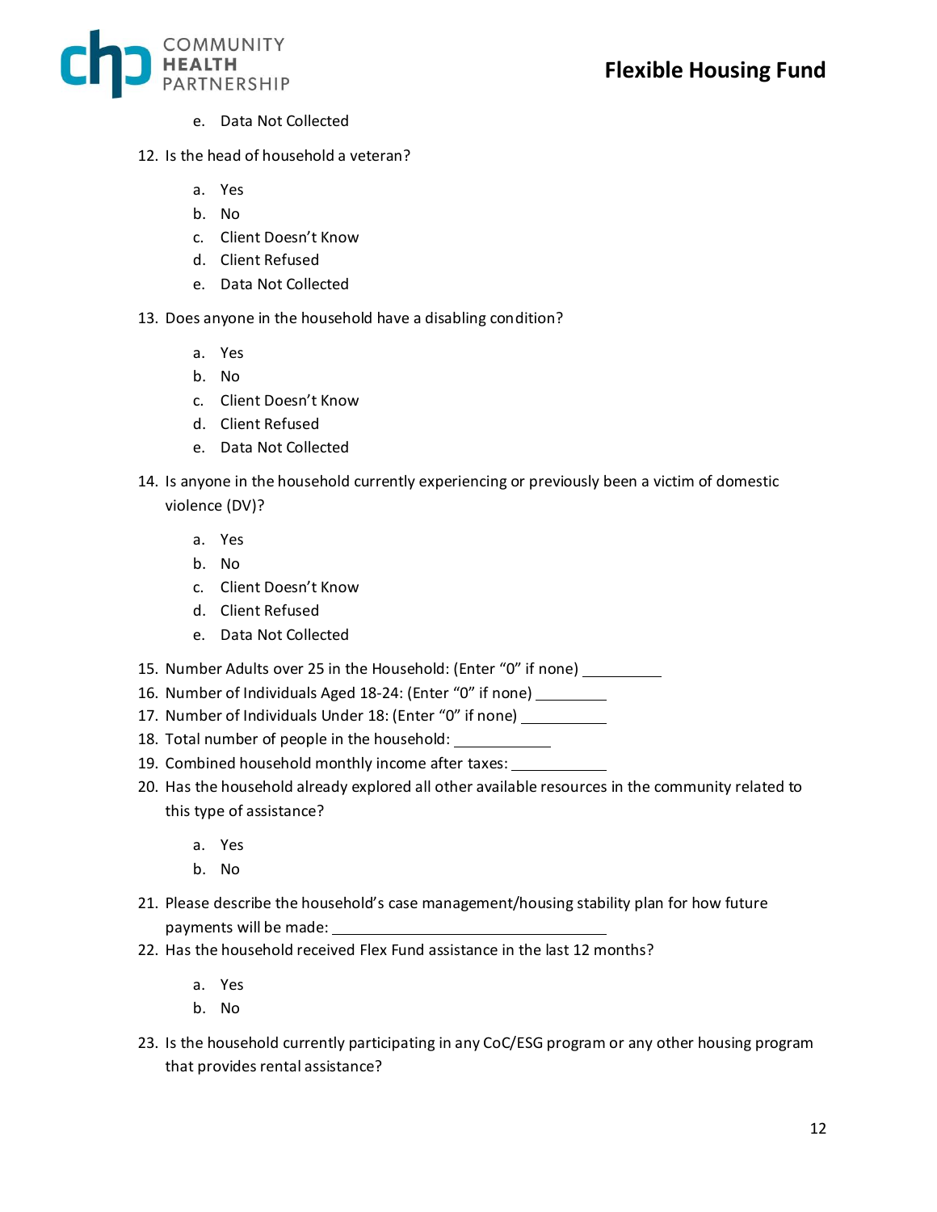e. Data Not Collected

12. Is the head of household a veteran?

    a. Yes
    b. No
    c. Client Doesn't Know
    d. Client Refused
    e. Data Not Collected

13. Does anyone in the household have a disabling condition?

    a. Yes
    b. No
    c. Client Doesn't Know
    d. Client Refused
    e. Data Not Collected

14. Is anyone in the household currently experiencing or previously been a victim of domestic violence (DV)?

    a. Yes
    b. No
    c. Client Doesn't Know
    d. Client Refused
    e. Data Not Collected

15. Number Adults over 25 in the Household: (Enter "0" if none) __________
16. Number of Individuals Aged 18-24: (Enter "0" if none) __________
17. Number of Individuals Under 18: (Enter "0" if none) __________
18. Total number of people in the household: __________
19. Combined household monthly income after taxes: __________
20. Has the household already explored all other available resources in the community related to this type of assistance?

    a. Yes
    b. No

21. Please describe the household's case management/housing stability plan for how future payments will be made: ______________________________
22. Has the household received Flex Fund assistance in the last 12 months?

    a. Yes
    b. No

23. Is the household currently participating in any CoC/ESG program or any other housing program that provides rental assistance?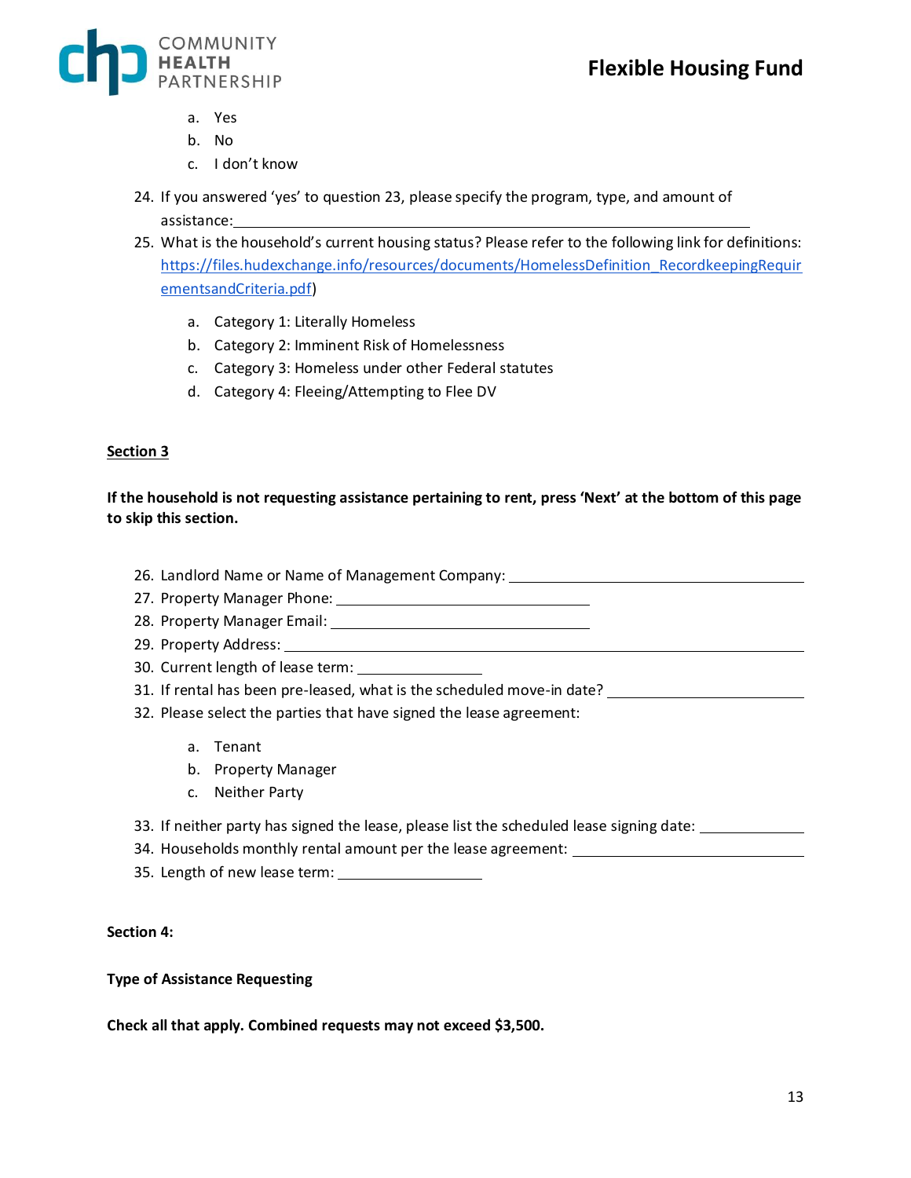a. Yes
   b. No
   c. I don't know

24. If you answered 'yes' to question 23, please specify the program, type, and amount of assistance: ______________________________

25. What is the household's current housing status? Please refer to the following link for definitions: https://files.hudexchange.info/resources/documents/HomelessDefinition_RecordkeepingRequirementsandCriteria.pdf)

   a. Category 1: Literally Homeless
   b. Category 2: Imminent Risk of Homelessness
   c. Category 3: Homeless under other Federal statutes
   d. Category 4: Fleeing/Attempting to Flee DV

**Section 3**

**If the household is not requesting assistance pertaining to rent, press 'Next' at the bottom of this page to skip this section.**

26. Landlord Name or Name of Management Company: ______________________________
27. Property Manager Phone: ______________________________
28. Property Manager Email: ______________________________
29. Property Address: ______________________________
30. Current length of lease term: ______________
31. If rental has been pre-leased, what is the scheduled move-in date? ______________
32. Please select the parties that have signed the lease agreement:

   a. Tenant
   b. Property Manager
   c. Neither Party

33. If neither party has signed the lease, please list the scheduled lease signing date: ______________
34. Households monthly rental amount per the lease agreement: ______________________________
35. Length of new lease term: ______________

**Section 4:**

**Type of Assistance Requesting**

**Check all that apply. Combined requests may not exceed $3,500.**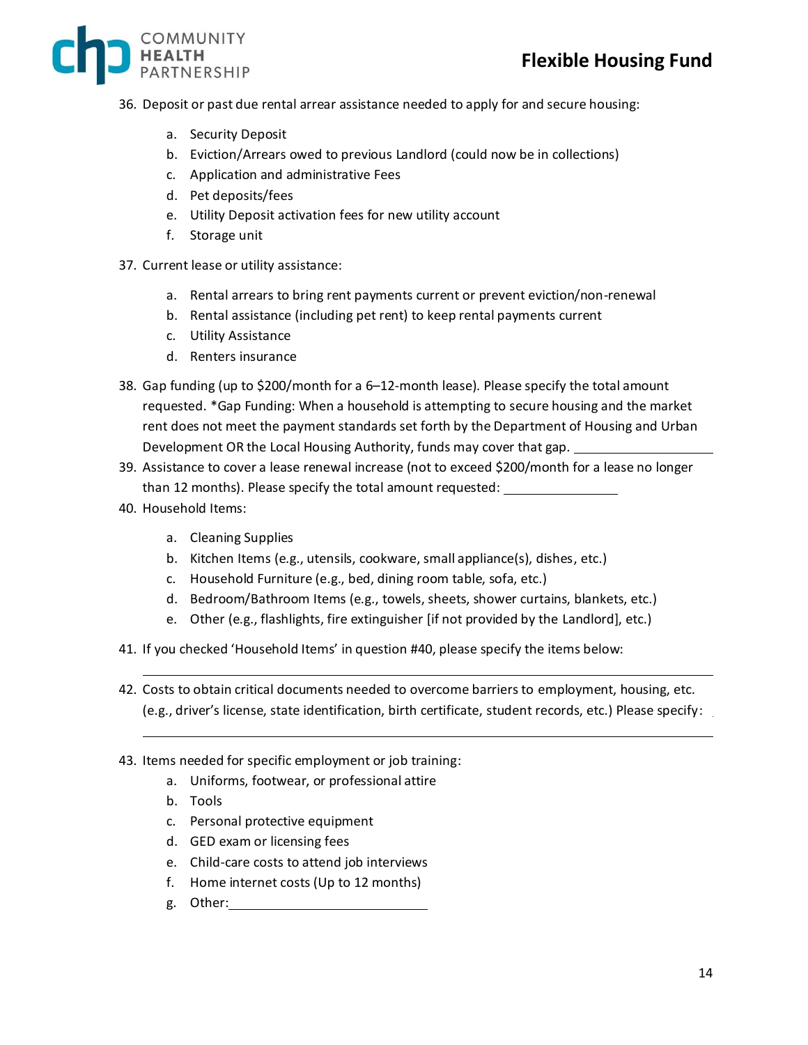36. Deposit or past due rental arrear assistance needed to apply for and secure housing:
    a. Security Deposit
    b. Eviction/Arrears owed to previous Landlord (could now be in collections)
    c. Application and administrative Fees
    d. Pet deposits/fees
    e. Utility Deposit activation fees for new utility account
    f. Storage unit
37. Current lease or utility assistance:
    a. Rental arrears to bring rent payments current or prevent eviction/non-renewal
    b. Rental assistance (including pet rent) to keep rental payments current
    c. Utility Assistance
    d. Renters insurance
38. Gap funding (up to $200/month for a 6–12-month lease). Please specify the total amount requested. *Gap Funding: When a household is attempting to secure housing and the market rent does not meet the payment standards set forth by the Department of Housing and Urban Development OR the Local Housing Authority, funds may cover that gap. ____________________
39. Assistance to cover a lease renewal increase (not to exceed $200/month for a lease no longer than 12 months). Please specify the total amount requested: ________________
40. Household Items:
    a. Cleaning Supplies
    b. Kitchen Items (e.g., utensils, cookware, small appliance(s), dishes, etc.)
    c. Household Furniture (e.g., bed, dining room table, sofa, etc.)
    d. Bedroom/Bathroom Items (e.g., towels, sheets, shower curtains, blankets, etc.)
    e. Other (e.g., flashlights, fire extinguisher [if not provided by the Landlord], etc.)
41. If you checked 'Household Items' in question #40, please specify the items below:

    ________________________________________________________________

42. Costs to obtain critical documents needed to overcome barriers to employment, housing, etc. (e.g., driver's license, state identification, birth certificate, student records, etc.) Please specify:

    ________________________________________________________________

43. Items needed for specific employment or job training:
    a. Uniforms, footwear, or professional attire
    b. Tools
    c. Personal protective equipment
    d. GED exam or licensing fees
    e. Child-care costs to attend job interviews
    f. Home internet costs (Up to 12 months)
    g. Other: ____________________________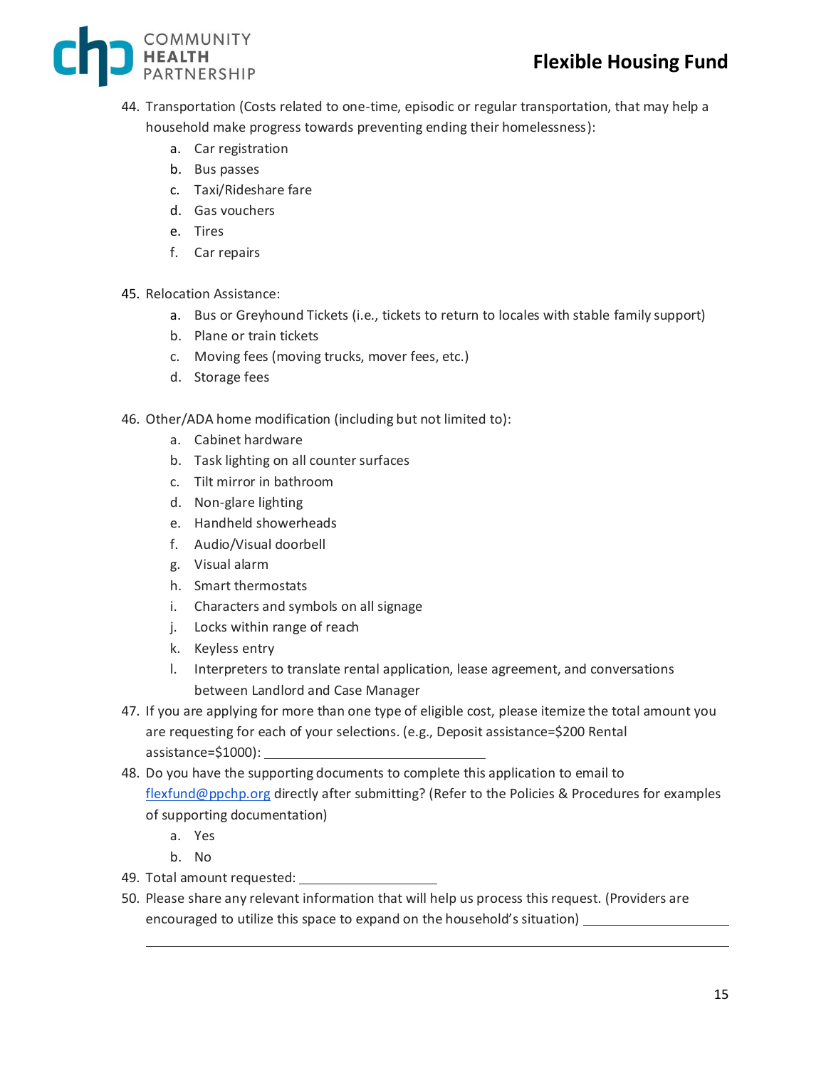44. Transportation (Costs related to one-time, episodic or regular transportation, that may help a household make progress towards preventing ending their homelessness):
    a. Car registration
    b. Bus passes
    c. Taxi/Rideshare fare
    d. Gas vouchers
    e. Tires
    f. Car repairs

45. Relocation Assistance:
    a. Bus or Greyhound Tickets (i.e., tickets to return to locales with stable family support)
    b. Plane or train tickets
    c. Moving fees (moving trucks, mover fees, etc.)
    d. Storage fees

46. Other/ADA home modification (including but not limited to):
    a. Cabinet hardware
    b. Task lighting on all counter surfaces
    c. Tilt mirror in bathroom
    d. Non-glare lighting
    e. Handheld showerheads
    f. Audio/Visual doorbell
    g. Visual alarm
    h. Smart thermostats
    i. Characters and symbols on all signage
    j. Locks within range of reach
    k. Keyless entry
    l. Interpreters to translate rental application, lease agreement, and conversations between Landlord and Case Manager

47. If you are applying for more than one type of eligible cost, please itemize the total amount you are requesting for each of your selections. (e.g., Deposit assistance=$200 Rental assistance=$1000): ______________________________

48. Do you have the supporting documents to complete this application to email to [flexfund@ppchp.org](mailto:flexfund@ppchp.org) directly after submitting? (Refer to the Policies & Procedures for examples of supporting documentation)
    a. Yes
    b. No

49. Total amount requested: ___________________

50. Please share any relevant information that will help us process this request. (Providers are encouraged to utilize this space to expand on the household's situation) ___________________

    ______________________________________________________________________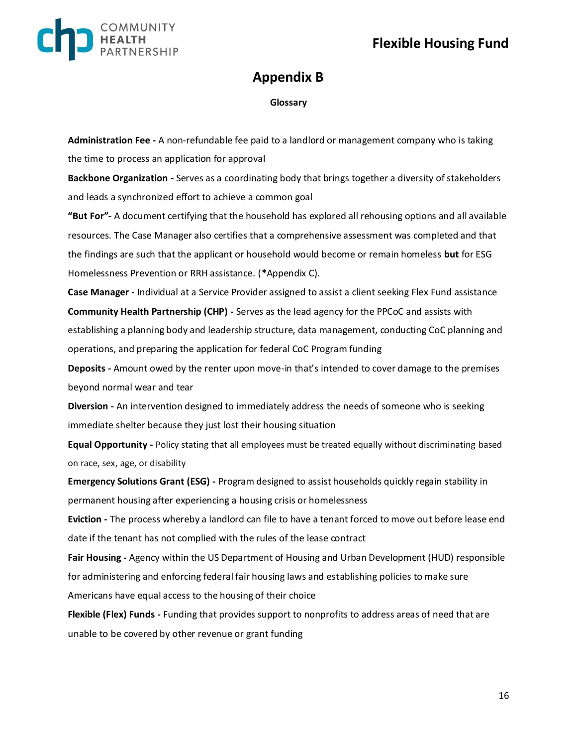# Appendix B

**Glossary**

**Administration Fee -** A non-refundable fee paid to a landlord or management company who is taking the time to process an application for approval

**Backbone Organization -** Serves as a coordinating body that brings together a diversity of stakeholders and leads a synchronized effort to achieve a common goal

**"But For"-** A document certifying that the household has explored all rehousing options and all available resources. The Case Manager also certifies that a comprehensive assessment was completed and that the findings are such that the applicant or household would become or remain homeless **but** for ESG Homelessness Prevention or RRH assistance. (*Appendix C).

**Case Manager -** Individual at a Service Provider assigned to assist a client seeking Flex Fund assistance

**Community Health Partnership (CHP) -** Serves as the lead agency for the PPCoC and assists with establishing a planning body and leadership structure, data management, conducting CoC planning and operations, and preparing the application for federal CoC Program funding

**Deposits -** Amount owed by the renter upon move-in that's intended to cover damage to the premises beyond normal wear and tear

**Diversion -** An intervention designed to immediately address the needs of someone who is seeking immediate shelter because they just lost their housing situation

**Equal Opportunity -** Policy stating that all employees must be treated equally without discriminating based on race, sex, age, or disability

**Emergency Solutions Grant (ESG) -** Program designed to assist households quickly regain stability in permanent housing after experiencing a housing crisis or homelessness

**Eviction -** The process whereby a landlord can file to have a tenant forced to move out before lease end date if the tenant has not complied with the rules of the lease contract

**Fair Housing -** Agency within the US Department of Housing and Urban Development (HUD) responsible for administering and enforcing federal fair housing laws and establishing policies to make sure Americans have equal access to the housing of their choice

**Flexible (Flex) Funds -** Funding that provides support to nonprofits to address areas of need that are unable to be covered by other revenue or grant funding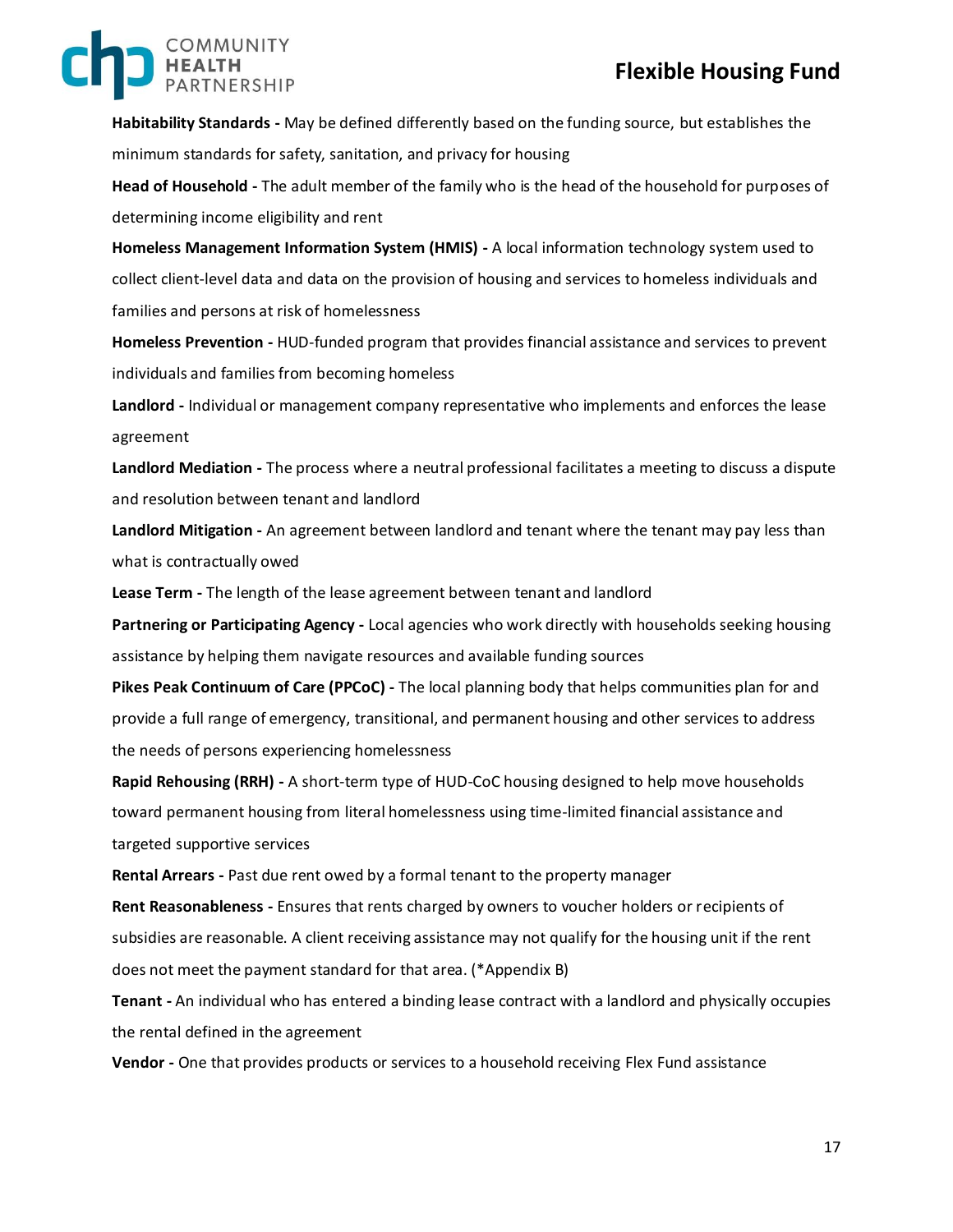**Habitability Standards -** May be defined differently based on the funding source, but establishes the minimum standards for safety, sanitation, and privacy for housing

**Head of Household -** The adult member of the family who is the head of the household for purposes of determining income eligibility and rent

**Homeless Management Information System (HMIS) -** A local information technology system used to collect client-level data and data on the provision of housing and services to homeless individuals and families and persons at risk of homelessness

**Homeless Prevention -** HUD-funded program that provides financial assistance and services to prevent individuals and families from becoming homeless

**Landlord -** Individual or management company representative who implements and enforces the lease agreement

**Landlord Mediation -** The process where a neutral professional facilitates a meeting to discuss a dispute and resolution between tenant and landlord

**Landlord Mitigation -** An agreement between landlord and tenant where the tenant may pay less than what is contractually owed

**Lease Term -** The length of the lease agreement between tenant and landlord

**Partnering or Participating Agency -** Local agencies who work directly with households seeking housing assistance by helping them navigate resources and available funding sources

**Pikes Peak Continuum of Care (PPCoC) -** The local planning body that helps communities plan for and provide a full range of emergency, transitional, and permanent housing and other services to address the needs of persons experiencing homelessness

**Rapid Rehousing (RRH) -** A short-term type of HUD-CoC housing designed to help move households toward permanent housing from literal homelessness using time-limited financial assistance and targeted supportive services

**Rental Arrears -** Past due rent owed by a formal tenant to the property manager

**Rent Reasonableness -** Ensures that rents charged by owners to voucher holders or recipients of subsidies are reasonable. A client receiving assistance may not qualify for the housing unit if the rent does not meet the payment standard for that area. (*Appendix B)

**Tenant -** An individual who has entered a binding lease contract with a landlord and physically occupies the rental defined in the agreement

**Vendor -** One that provides products or services to a household receiving Flex Fund assistance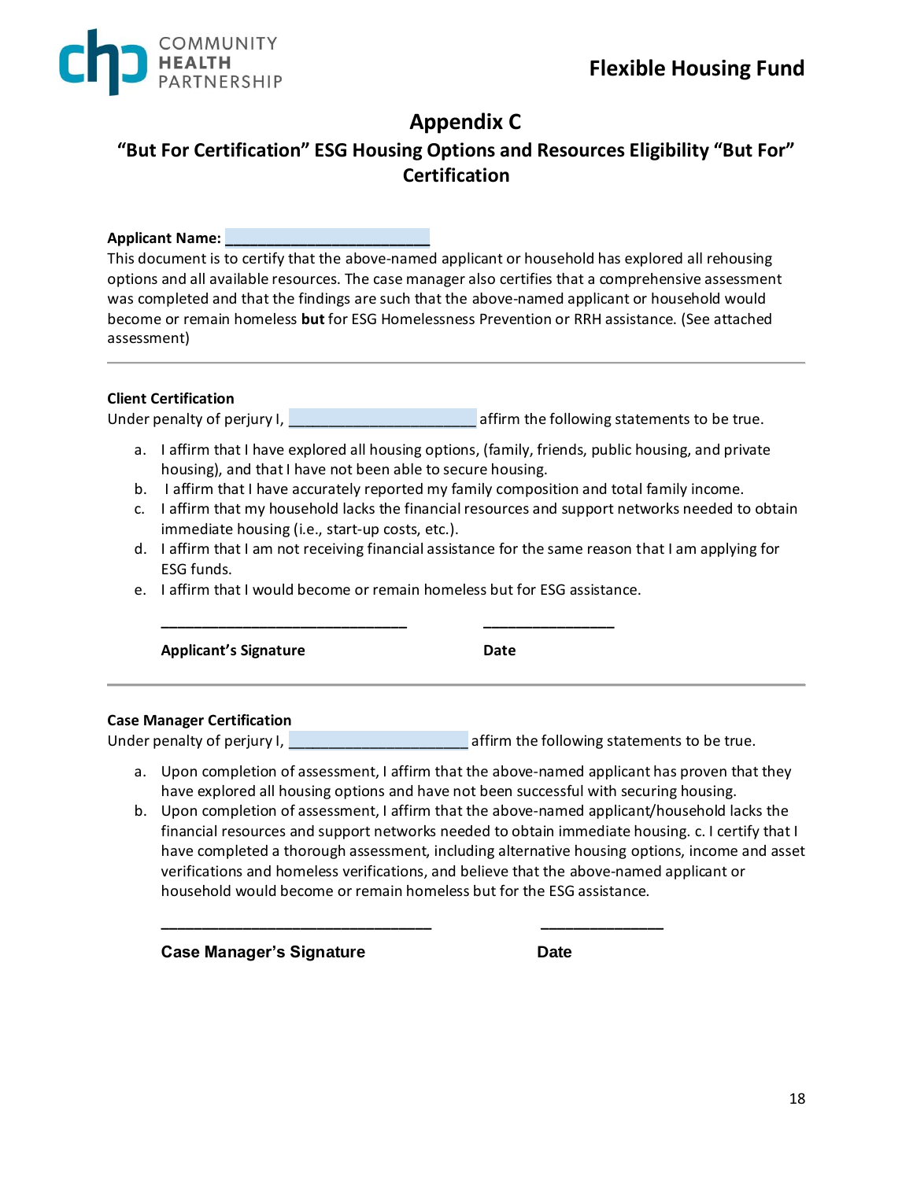## Appendix C

### "But For Certification" ESG Housing Options and Resources Eligibility "But For" Certification

**Applicant Name:** ________________________

This document is to certify that the above-named applicant or household has explored all rehousing options and all available resources. The case manager also certifies that a comprehensive assessment was completed and that the findings are such that the above-named applicant or household would become or remain homeless **but** for ESG Homelessness Prevention or RRH assistance. (See attached assessment)

---

**Client Certification**

Under penalty of perjury I, ______________________ affirm the following statements to be true.

a. I affirm that I have explored all housing options, (family, friends, public housing, and private housing), and that I have not been able to secure housing.
b. I affirm that I have accurately reported my family composition and total family income.
c. I affirm that my household lacks the financial resources and support networks needed to obtain immediate housing (i.e., start-up costs, etc.).
d. I affirm that I am not receiving financial assistance for the same reason that I am applying for ESG funds.
e. I affirm that I would become or remain homeless but for ESG assistance.

______________________________ ________________

**Applicant's Signature** **Date**

---

**Case Manager Certification**

Under penalty of perjury I, _____________________ affirm the following statements to be true.

a. Upon completion of assessment, I affirm that the above-named applicant has proven that they have explored all housing options and have not been successful with securing housing.
b. Upon completion of assessment, I affirm that the above-named applicant/household lacks the financial resources and support networks needed to obtain immediate housing. c. I certify that I have completed a thorough assessment, including alternative housing options, income and asset verifications and homeless verifications, and believe that the above-named applicant or household would become or remain homeless but for the ESG assistance.

________________________________ ______________

**Case Manager's Signature** **Date**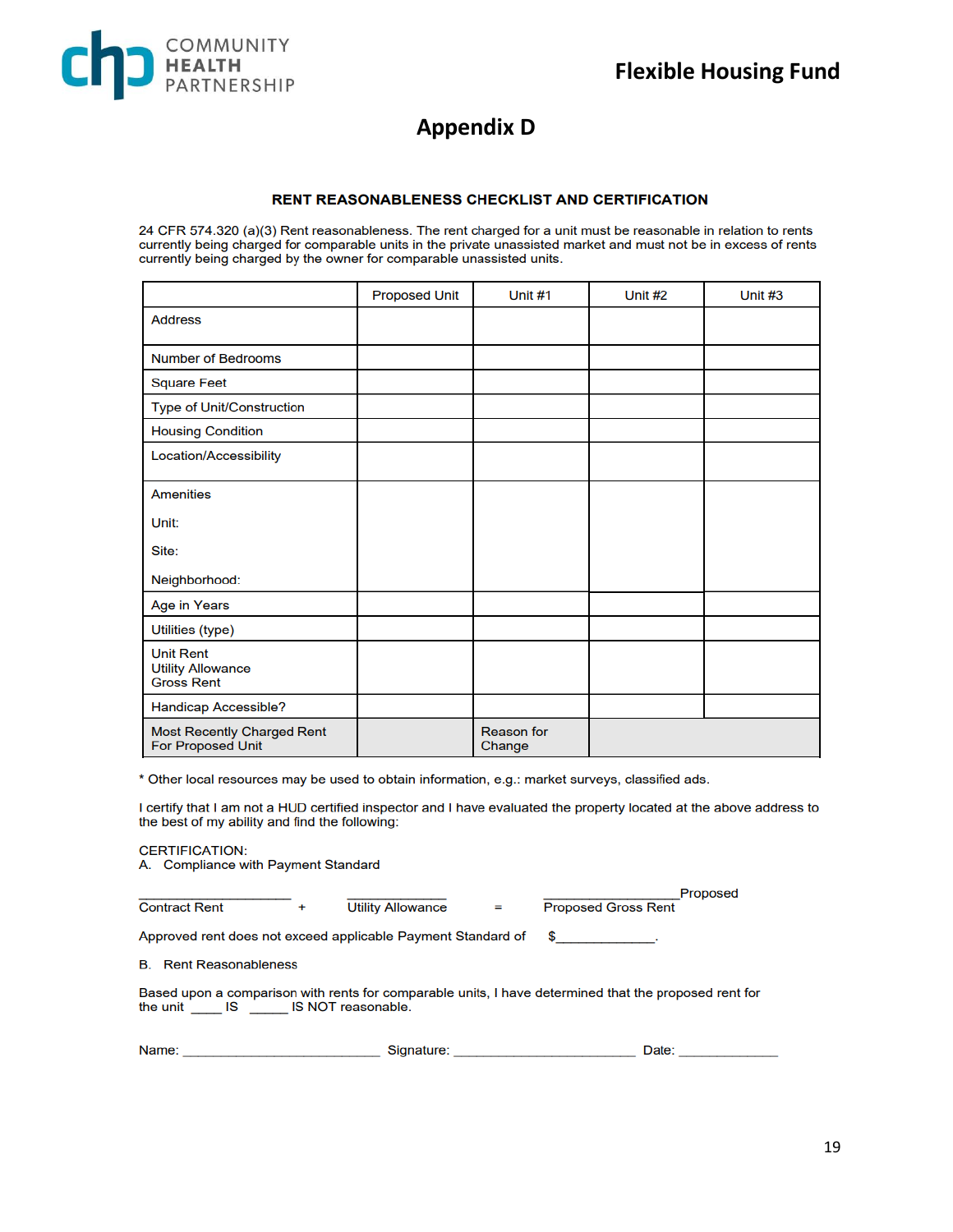Flexible Housing Fund

# Appendix D

## RENT REASONABLENESS CHECKLIST AND CERTIFICATION

24 CFR 574.320 (a)(3) Rent reasonableness. The rent charged for a unit must be reasonable in relation to rents currently being charged for comparable units in the private unassisted market and must not be in excess of rents currently being charged by the owner for comparable unassisted units.

| | Proposed Unit | Unit #1 | Unit #2 | Unit #3 |
|---|---|---|---|---|
| Address | | | | |
| Number of Bedrooms | | | | |
| Square Feet | | | | |
| Type of Unit/Construction | | | | |
| Housing Condition | | | | |
| Location/Accessibility | | | | |
| Amenities<br><br>Unit:<br><br>Site:<br><br>Neighborhood: | | | | |
| Age in Years | | | | |
| Utilities (type) | | | | |
| Unit Rent<br>Utility Allowance<br>Gross Rent | | | | |
| Handicap Accessible? | | | | |
| Most Recently Charged Rent For Proposed Unit | | Reason for Change | | |

\* Other local resources may be used to obtain information, e.g.: market surveys, classified ads.

I certify that I am not a HUD certified inspector and I have evaluated the property located at the above address to the best of my ability and find the following:

CERTIFICATION:
A. Compliance with Payment Standard

______________________ + ______________ = ___________________Proposed
Contract Rent + Utility Allowance = Proposed Gross Rent

Approved rent does not exceed applicable Payment Standard of $_____________.

B. Rent Reasonableness

Based upon a comparison with rents for comparable units, I have determined that the proposed rent for the unit ____ IS _____ IS NOT reasonable.

Name: ___________________________ Signature: _________________________ Date: ______________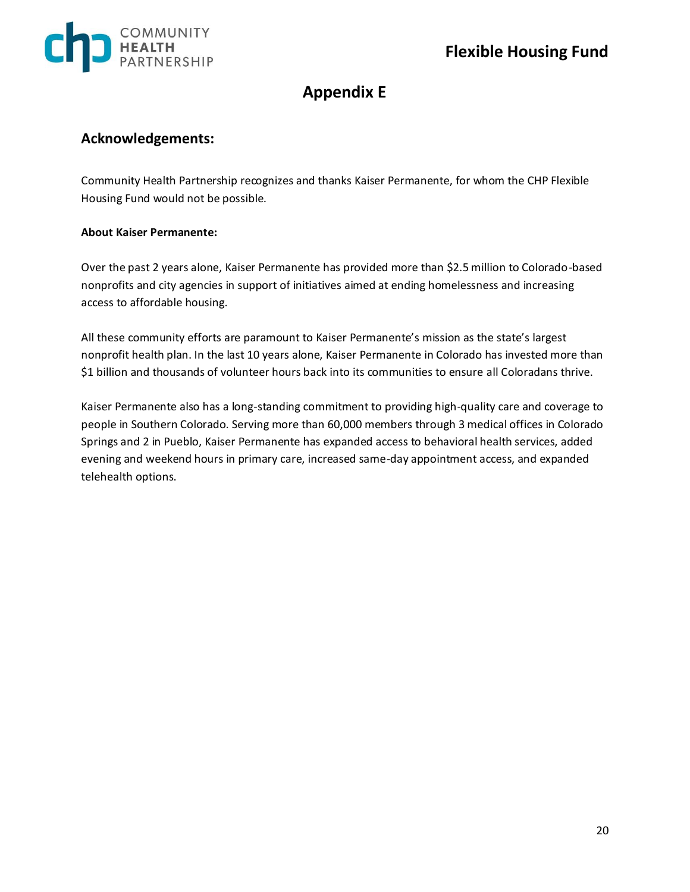# Appendix E

## Acknowledgements:

Community Health Partnership recognizes and thanks Kaiser Permanente, for whom the CHP Flexible Housing Fund would not be possible.

**About Kaiser Permanente:**

Over the past 2 years alone, Kaiser Permanente has provided more than $2.5 million to Colorado-based nonprofits and city agencies in support of initiatives aimed at ending homelessness and increasing access to affordable housing.

All these community efforts are paramount to Kaiser Permanente's mission as the state's largest nonprofit health plan. In the last 10 years alone, Kaiser Permanente in Colorado has invested more than $1 billion and thousands of volunteer hours back into its communities to ensure all Coloradans thrive.

Kaiser Permanente also has a long-standing commitment to providing high-quality care and coverage to people in Southern Colorado. Serving more than 60,000 members through 3 medical offices in Colorado Springs and 2 in Pueblo, Kaiser Permanente has expanded access to behavioral health services, added evening and weekend hours in primary care, increased same-day appointment access, and expanded telehealth options.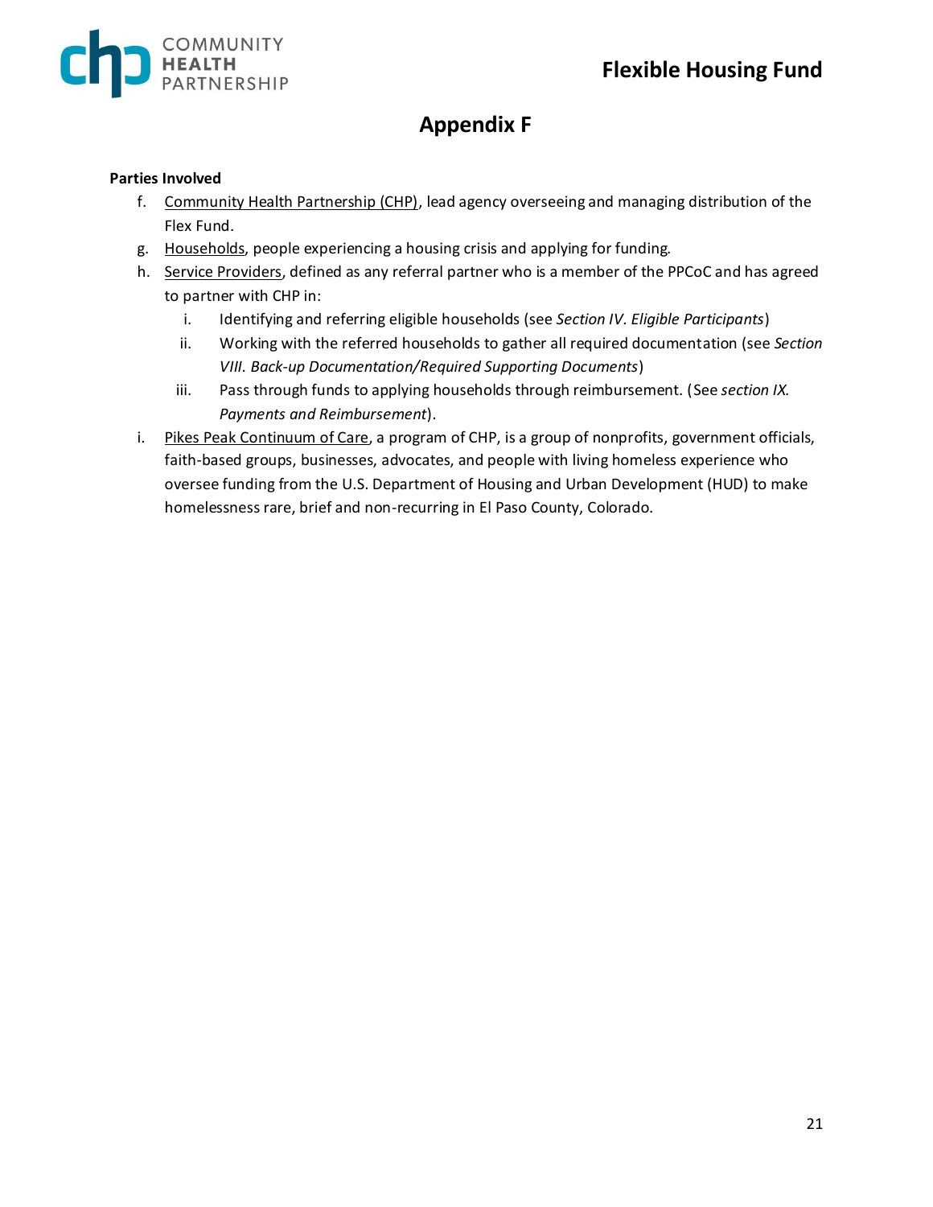# Appendix F

**Parties Involved**

f. Community Health Partnership (CHP), lead agency overseeing and managing distribution of the Flex Fund.
g. Households, people experiencing a housing crisis and applying for funding.
h. Service Providers, defined as any referral partner who is a member of the PPCoC and has agreed to partner with CHP in:
    i. Identifying and referring eligible households (see *Section IV. Eligible Participants*)
    ii. Working with the referred households to gather all required documentation (see *Section VIII. Back-up Documentation/Required Supporting Documents*)
    iii. Pass through funds to applying households through reimbursement. (See *section IX. Payments and Reimbursement*).
i. Pikes Peak Continuum of Care, a program of CHP, is a group of nonprofits, government officials, faith-based groups, businesses, advocates, and people with living homeless experience who oversee funding from the U.S. Department of Housing and Urban Development (HUD) to make homelessness rare, brief and non-recurring in El Paso County, Colorado.